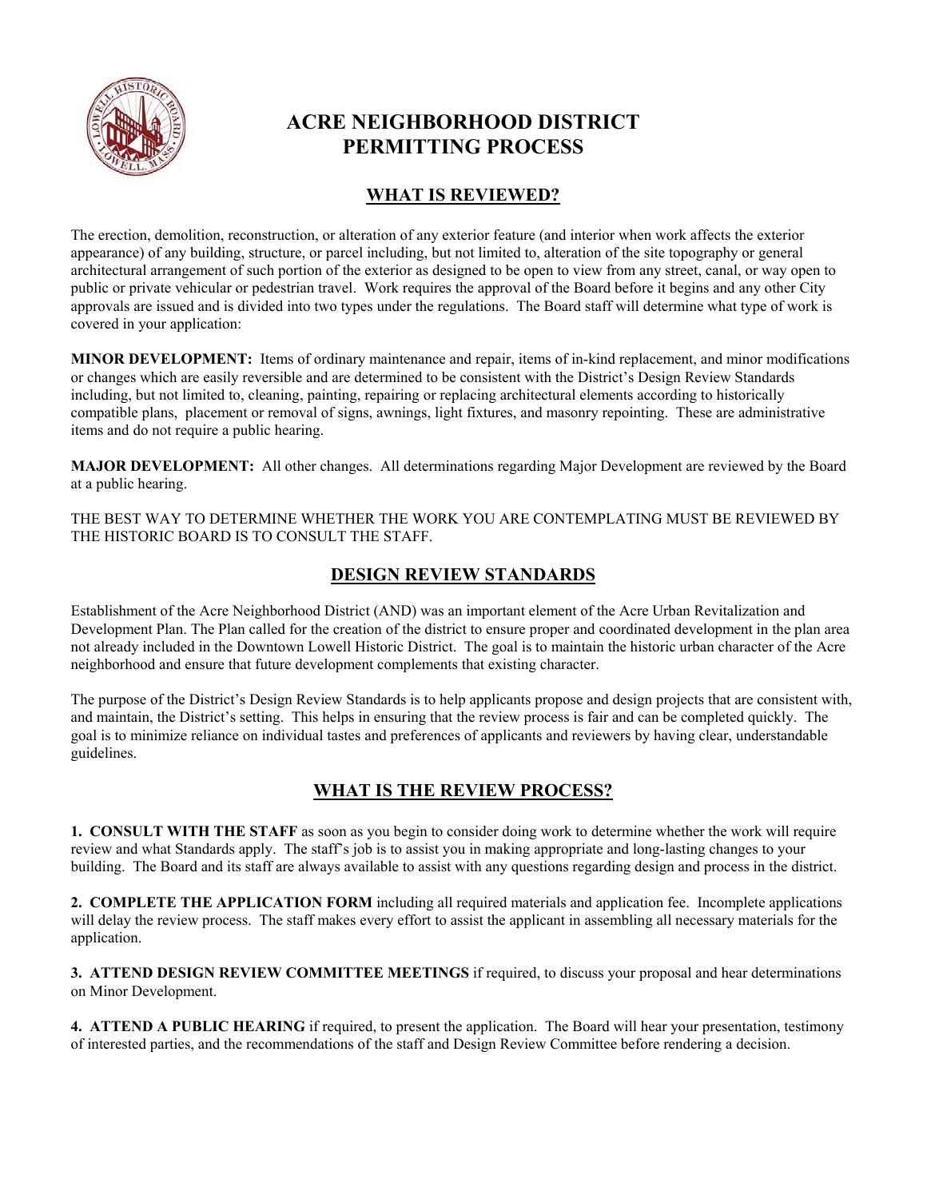# ACRE NEIGHBORHOOD DISTRICT PERMITTING PROCESS

## WHAT IS REVIEWED?

The erection, demolition, reconstruction, or alteration of any exterior feature (and interior when work affects the exterior appearance) of any building, structure, or parcel including, but not limited to, alteration of the site topography or general architectural arrangement of such portion of the exterior as designed to be open to view from any street, canal, or way open to public or private vehicular or pedestrian travel. Work requires the approval of the Board before it begins and any other City approvals are issued and is divided into two types under the regulations. The Board staff will determine what type of work is covered in your application:

**MINOR DEVELOPMENT:** Items of ordinary maintenance and repair, items of in-kind replacement, and minor modifications or changes which are easily reversible and are determined to be consistent with the District's Design Review Standards including, but not limited to, cleaning, painting, repairing or replacing architectural elements according to historically compatible plans, placement or removal of signs, awnings, light fixtures, and masonry repointing. These are administrative items and do not require a public hearing.

**MAJOR DEVELOPMENT:** All other changes. All determinations regarding Major Development are reviewed by the Board at a public hearing.

THE BEST WAY TO DETERMINE WHETHER THE WORK YOU ARE CONTEMPLATING MUST BE REVIEWED BY THE HISTORIC BOARD IS TO CONSULT THE STAFF.

## DESIGN REVIEW STANDARDS

Establishment of the Acre Neighborhood District (AND) was an important element of the Acre Urban Revitalization and Development Plan. The Plan called for the creation of the district to ensure proper and coordinated development in the plan area not already included in the Downtown Lowell Historic District. The goal is to maintain the historic urban character of the Acre neighborhood and ensure that future development complements that existing character.

The purpose of the District's Design Review Standards is to help applicants propose and design projects that are consistent with, and maintain, the District's setting. This helps in ensuring that the review process is fair and can be completed quickly. The goal is to minimize reliance on individual tastes and preferences of applicants and reviewers by having clear, understandable guidelines.

## WHAT IS THE REVIEW PROCESS?

**1. CONSULT WITH THE STAFF** as soon as you begin to consider doing work to determine whether the work will require review and what Standards apply. The staff's job is to assist you in making appropriate and long-lasting changes to your building. The Board and its staff are always available to assist with any questions regarding design and process in the district.

**2. COMPLETE THE APPLICATION FORM** including all required materials and application fee. Incomplete applications will delay the review process. The staff makes every effort to assist the applicant in assembling all necessary materials for the application.

**3. ATTEND DESIGN REVIEW COMMITTEE MEETINGS** if required, to discuss your proposal and hear determinations on Minor Development.

**4. ATTEND A PUBLIC HEARING** if required, to present the application. The Board will hear your presentation, testimony of interested parties, and the recommendations of the staff and Design Review Committee before rendering a decision.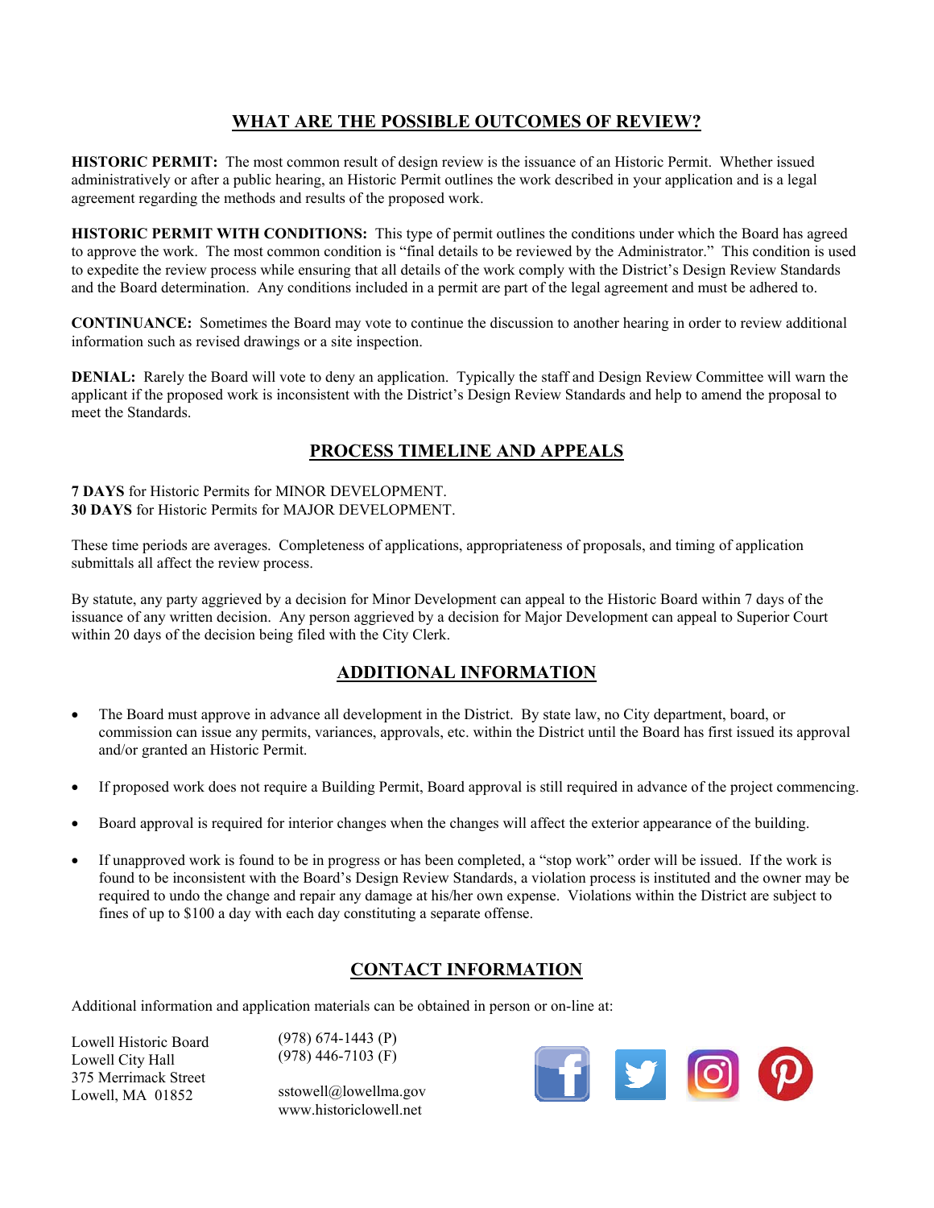## WHAT ARE THE POSSIBLE OUTCOMES OF REVIEW?

**HISTORIC PERMIT:** The most common result of design review is the issuance of an Historic Permit. Whether issued administratively or after a public hearing, an Historic Permit outlines the work described in your application and is a legal agreement regarding the methods and results of the proposed work.

**HISTORIC PERMIT WITH CONDITIONS:** This type of permit outlines the conditions under which the Board has agreed to approve the work. The most common condition is "final details to be reviewed by the Administrator." This condition is used to expedite the review process while ensuring that all details of the work comply with the District's Design Review Standards and the Board determination. Any conditions included in a permit are part of the legal agreement and must be adhered to.

**CONTINUANCE:** Sometimes the Board may vote to continue the discussion to another hearing in order to review additional information such as revised drawings or a site inspection.

**DENIAL:** Rarely the Board will vote to deny an application. Typically the staff and Design Review Committee will warn the applicant if the proposed work is inconsistent with the District's Design Review Standards and help to amend the proposal to meet the Standards.

## PROCESS TIMELINE AND APPEALS

**7 DAYS** for Historic Permits for MINOR DEVELOPMENT.
**30 DAYS** for Historic Permits for MAJOR DEVELOPMENT.

These time periods are averages. Completeness of applications, appropriateness of proposals, and timing of application submittals all affect the review process.

By statute, any party aggrieved by a decision for Minor Development can appeal to the Historic Board within 7 days of the issuance of any written decision. Any person aggrieved by a decision for Major Development can appeal to Superior Court within 20 days of the decision being filed with the City Clerk.

## ADDITIONAL INFORMATION

- The Board must approve in advance all development in the District. By state law, no City department, board, or commission can issue any permits, variances, approvals, etc. within the District until the Board has first issued its approval and/or granted an Historic Permit.
- If proposed work does not require a Building Permit, Board approval is still required in advance of the project commencing.
- Board approval is required for interior changes when the changes will affect the exterior appearance of the building.
- If unapproved work is found to be in progress or has been completed, a "stop work" order will be issued. If the work is found to be inconsistent with the Board's Design Review Standards, a violation process is instituted and the owner may be required to undo the change and repair any damage at his/her own expense. Violations within the District are subject to fines of up to $100 a day with each day constituting a separate offense.

## CONTACT INFORMATION

Additional information and application materials can be obtained in person or on-line at:

Lowell Historic Board
Lowell City Hall
375 Merrimack Street
Lowell, MA 01852

(978) 674-1443 (P)
(978) 446-7103 (F)

sstowell@lowellma.gov
www.historiclowell.net